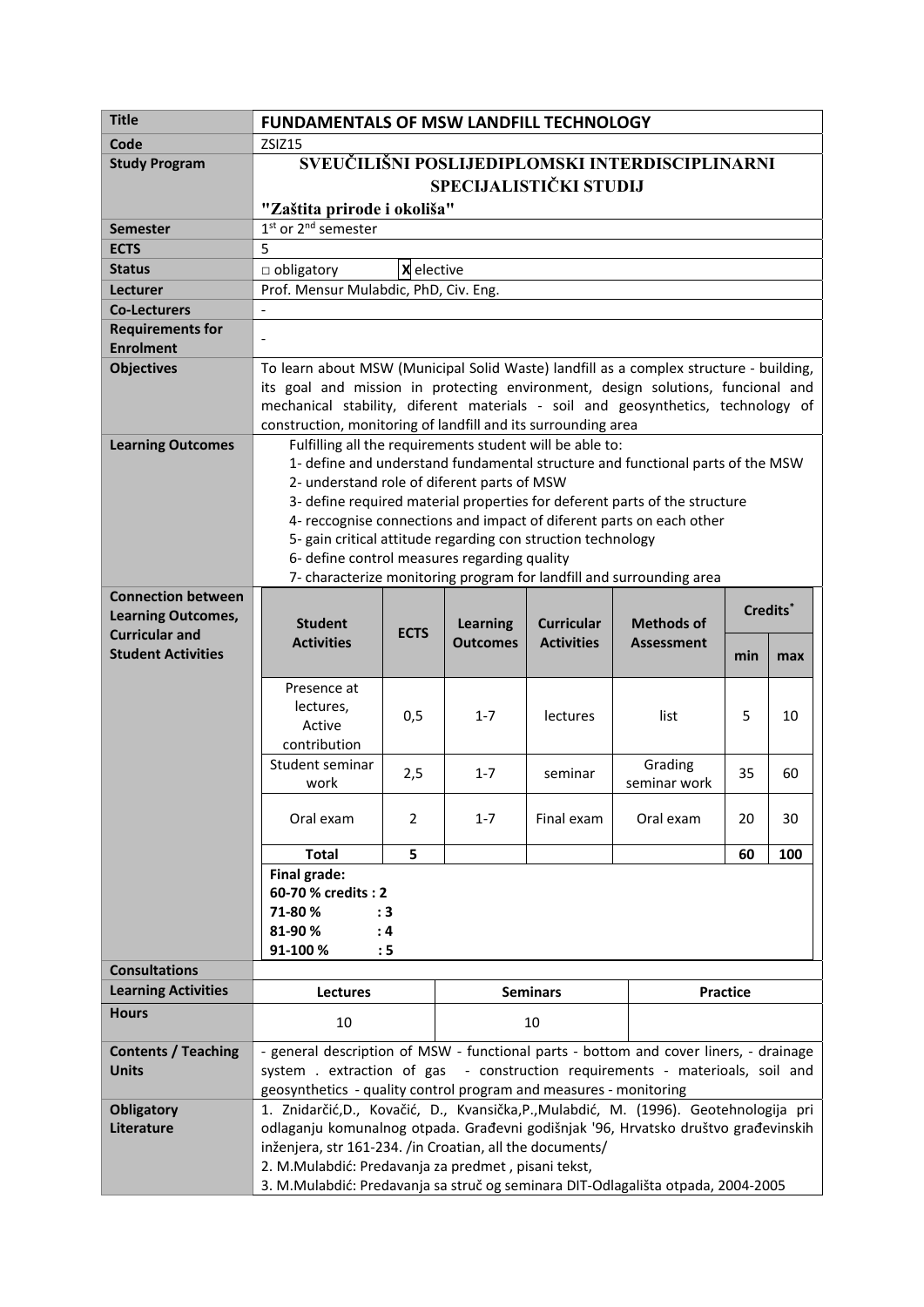| Title | FUNDAMENTALS OF MSW LANDFILL TECHNOLOGY |
|---|---|
| Code | ZSIZ15 |
| Study Program | **SVEUČILIŠNI POSLIJEDIPLOMSKI INTERDISCIPLINARNI SPECIJALISTIČKI STUDIJ "Zaštita prirode i okoliša"** |
| Semester | 1st or 2nd semester |
| ECTS | 5 |
| Status | □ obligatory X elective |
| Lecturer | Prof. Mensur Mulabdic, PhD, Civ. Eng. |
| Co-Lecturers | - |
| Requirements for Enrolment | - |
| Objectives | To learn about MSW (Municipal Solid Waste) landfill as a complex structure - building, its goal and mission in protecting environment, design solutions, funcional and mechanical stability, diferent materials - soil and geosynthetics, technology of construction, monitoring of landfill and its surrounding area |
| Learning Outcomes | Fulfilling all the requirements student will be able to:<br>1- define and understand fundamental structure and functional parts of the MSW<br>2- understand role of diferent parts of MSW<br>3- define required material properties for deferent parts of the structure<br>4- reccognise connections and impact of diferent parts on each other<br>5- gain critical attitude regarding con struction technology<br>6- define control measures regarding quality<br>7- characterize monitoring program for landfill and surrounding area |

**Connection between Learning Outcomes, Curricular and Student Activities**

| Student Activities | ECTS | Learning Outcomes | Curricular Activities | Methods of Assessment | Credits* | |
|---|---|---|---|---|---|---|
| | | | | | min | max |
| Presence at lectures, Active contribution | 0,5 | 1-7 | lectures | list | 5 | 10 |
| Student seminar work | 2,5 | 1-7 | seminar | Grading seminar work | 35 | 60 |
| Oral exam | 2 | 1-7 | Final exam | Oral exam | 20 | 30 |
| **Total** | **5** | | | | **60** | **100** |

**Final grade:**
**60-70 % credits : 2**
**71-80 % : 3**
**81-90 % : 4**
**91-100 % : 5**

| Consultations | | | |
|---|---|---|---|
| Learning Activities | Lectures | Seminars | Practice |
| Hours | 10 | 10 | |

| Contents / Teaching Units | - general description of MSW - functional parts - bottom and cover liners, - drainage system . extraction of gas - construction requirements - materioals, soil and geosynthetics - quality control program and measures - monitoring |
|---|---|
| Obligatory Literature | 1. Znidarčić,D., Kovačić, D., Kvansička,P.,Mulabdić, M. (1996). Geotehnologija pri odlaganju komunalnog otpada. Građevni godišnjak '96, Hrvatsko društvo građevinskih inženjera, str 161-234. /in Croatian, all the documents/<br>2. M.Mulabdić: Predavanja za predmet , pisani tekst,<br>3. M.Mulabdić: Predavanja sa struč og seminara DIT-Odlagališta otpada, 2004-2005 |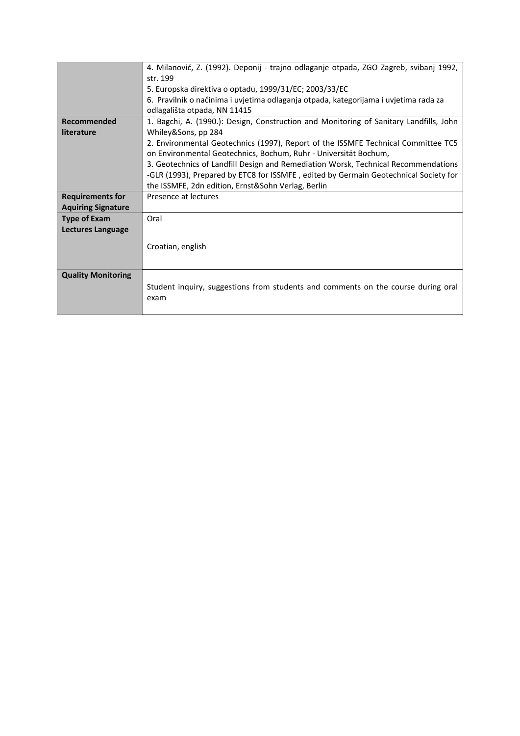| | |
|---|---|
| | 4. Milanović, Z. (1992). Deponij - trajno odlaganje otpada, ZGO Zagreb, svibanj 1992, str. 199<br>5. Europska direktiva o optadu, 1999/31/EC; 2003/33/EC<br>6. Pravilnik o načinima i uvjetima odlaganja otpada, kategorijama i uvjetima rada za odlagališta otpada, NN 11415 |
| **Recommended literature** | 1. Bagchi, A. (1990.): Design, Construction and Monitoring of Sanitary Landfills, John Whiley&Sons, pp 284<br>2. Environmental Geotechnics (1997), Report of the ISSMFE Technical Committee TC5 on Environmental Geotechnics, Bochum, Ruhr - Universität Bochum,<br>3. Geotechnics of Landfill Design and Remediation Worsk, Technical Recommendations -GLR (1993), Prepared by ETC8 for ISSMFE , edited by Germain Geotechnical Society for the ISSMFE, 2dn edition, Ernst&Sohn Verlag, Berlin |
| **Requirements for Aquiring Signature** | Presence at lectures |
| **Type of Exam** | Oral |
| **Lectures Language** | Croatian, english |
| **Quality Monitoring** | Student inquiry, suggestions from students and comments on the course during oral exam |